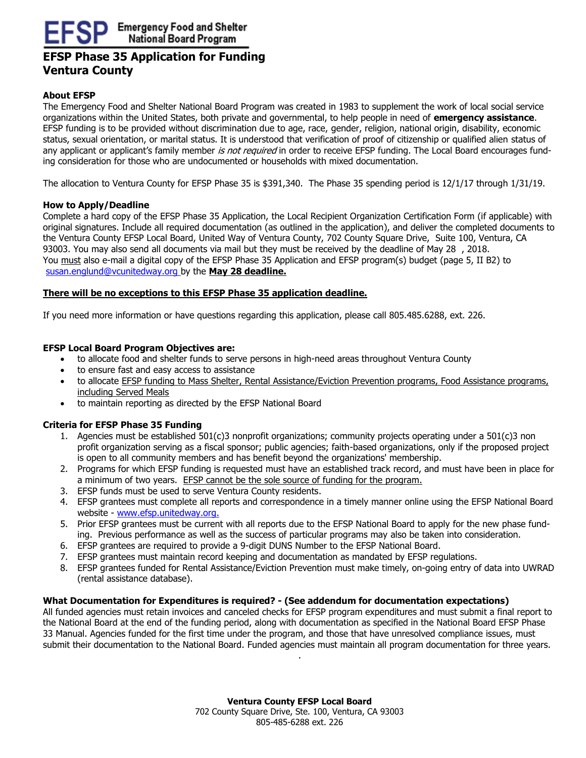# EFSP Emergency Food and Shelter National Board Program

## EFSP Phase 35 Application for Funding
## Ventura County

### About EFSP

The Emergency Food and Shelter National Board Program was created in 1983 to supplement the work of local social service organizations within the United States, both private and governmental, to help people in need of **emergency assistance**. EFSP funding is to be provided without discrimination due to age, race, gender, religion, national origin, disability, economic status, sexual orientation, or marital status. It is understood that verification of proof of citizenship or qualified alien status of any applicant or applicant's family member *is not required* in order to receive EFSP funding. The Local Board encourages funding consideration for those who are undocumented or households with mixed documentation.

The allocation to Ventura County for EFSP Phase 35 is $391,340. The Phase 35 spending period is 12/1/17 through 1/31/19.

### How to Apply/Deadline

Complete a hard copy of the EFSP Phase 35 Application, the Local Recipient Organization Certification Form (if applicable) with original signatures. Include all required documentation (as outlined in the application), and deliver the completed documents to the Ventura County EFSP Local Board, United Way of Ventura County, 702 County Square Drive, Suite 100, Ventura, CA 93003. You may also send all documents via mail but they must be received by the deadline of May 28 , 2018.
You must also e-mail a digital copy of the EFSP Phase 35 Application and EFSP program(s) budget (page 5, II B2) to susan.englund@vcunitedway.org by the **May 28 deadline.**

**There will be no exceptions to this EFSP Phase 35 application deadline.**

If you need more information or have questions regarding this application, please call 805.485.6288, ext. 226.

### EFSP Local Board Program Objectives are:

- to allocate food and shelter funds to serve persons in high-need areas throughout Ventura County
- to ensure fast and easy access to assistance
- to allocate EFSP funding to Mass Shelter, Rental Assistance/Eviction Prevention programs, Food Assistance programs, including Served Meals
- to maintain reporting as directed by the EFSP National Board

### Criteria for EFSP Phase 35 Funding

1. Agencies must be established 501(c)3 nonprofit organizations; community projects operating under a 501(c)3 non profit organization serving as a fiscal sponsor; public agencies; faith-based organizations, only if the proposed project is open to all community members and has benefit beyond the organizations' membership.
2. Programs for which EFSP funding is requested must have an established track record, and must have been in place for a minimum of two years. EFSP cannot be the sole source of funding for the program.
3. EFSP funds must be used to serve Ventura County residents.
4. EFSP grantees must complete all reports and correspondence in a timely manner online using the EFSP National Board website - www.efsp.unitedway.org.
5. Prior EFSP grantees must be current with all reports due to the EFSP National Board to apply for the new phase funding. Previous performance as well as the success of particular programs may also be taken into consideration.
6. EFSP grantees are required to provide a 9-digit DUNS Number to the EFSP National Board.
7. EFSP grantees must maintain record keeping and documentation as mandated by EFSP regulations.
8. EFSP grantees funded for Rental Assistance/Eviction Prevention must make timely, on-going entry of data into UWRAD (rental assistance database).

### What Documentation for Expenditures is required? - (See addendum for documentation expectations)

All funded agencies must retain invoices and canceled checks for EFSP program expenditures and must submit a final report to the National Board at the end of the funding period, along with documentation as specified in the National Board EFSP Phase 33 Manual. Agencies funded for the first time under the program, and those that have unresolved compliance issues, must submit their documentation to the National Board. Funded agencies must maintain all program documentation for three years.

**Ventura County EFSP Local Board**
702 County Square Drive, Ste. 100, Ventura, CA 93003
805-485-6288 ext. 226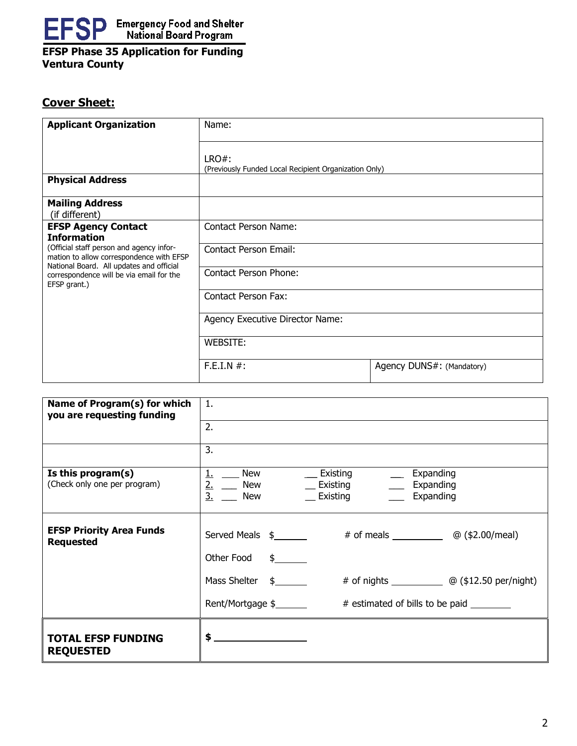**EFSP** Emergency Food and Shelter National Board Program

**EFSP Phase 35 Application for Funding**
**Ventura County**

## Cover Sheet:

| | | |
|---|---|---|
| **Applicant Organization** | Name: | |
| | LRO#: (Previously Funded Local Recipient Organization Only) | |
| **Physical Address** | | |
| **Mailing Address** (if different) | | |
| **EFSP Agency Contact Information** (Official staff person and agency information to allow correspondence with EFSP National Board. All updates and official correspondence will be via email for the EFSP grant.) | Contact Person Name: | |
| | Contact Person Email: | |
| | Contact Person Phone: | |
| | Contact Person Fax: | |
| | Agency Executive Director Name: | |
| | WEBSITE: | |
| | F.E.I.N #: | Agency DUNS#: (Mandatory) |

| | |
|---|---|
| **Name of Program(s) for which you are requesting funding** | 1. |
| | 2. |
| | 3. |
| **Is this program(s)** (Check only one per program) | 1. ___ New ___ Existing ___ Expanding<br>2. ___ New ___ Existing ___ Expanding<br>3. ___ New ___ Existing ___ Expanding |
| **EFSP Priority Area Funds Requested** | Served Meals $______ # of meals __________ @ ($2.00/meal)<br>Other Food $______<br>Mass Shelter $______ # of nights __________ @ ($12.50 per/night)<br>Rent/Mortgage $______ # estimated of bills to be paid ________ |
| **TOTAL EFSP FUNDING REQUESTED** | **$** __________________ |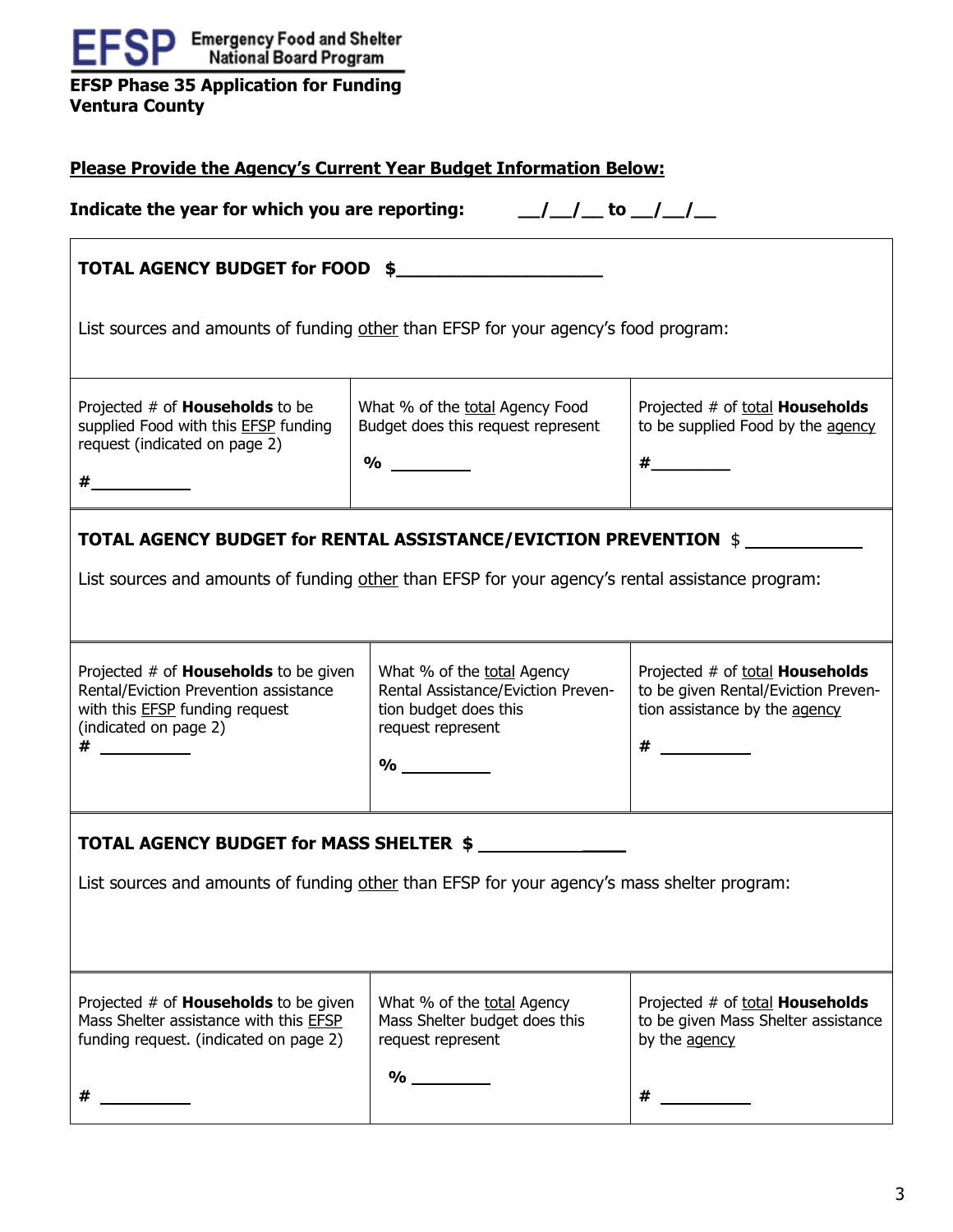**EFSP** Emergency Food and Shelter National Board Program

**EFSP Phase 35 Application for Funding**
**Ventura County**

**Please Provide the Agency's Current Year Budget Information Below:**

**Indicate the year for which you are reporting: \_\_/\_\_/\_\_ to \_\_/\_\_/\_\_**

**TOTAL AGENCY BUDGET for FOOD $\_\_\_\_\_\_\_\_\_\_\_\_\_\_\_\_\_\_\_\_**

List sources and amounts of funding other than EFSP for your agency's food program:

| Projected # of **Households** to be supplied Food with this EFSP funding request (indicated on page 2) | What % of the total Agency Food Budget does this request represent | Projected # of total **Households** to be supplied Food by the agency |
|---|---|---|
| #\_\_\_\_\_\_\_\_\_\_ | % \_\_\_\_\_\_\_\_ | #\_\_\_\_\_\_\_\_ |

**TOTAL AGENCY BUDGET for RENTAL ASSISTANCE/EVICTION PREVENTION** $ \_\_\_\_\_\_\_\_\_\_\_\_

List sources and amounts of funding other than EFSP for your agency's rental assistance program:

| Projected # of **Households** to be given Rental/Eviction Prevention assistance with this EFSP funding request (indicated on page 2) | What % of the total Agency Rental Assistance/Eviction Prevention budget does this request represent | Projected # of total **Households** to be given Rental/Eviction Prevention assistance by the agency |
|---|---|---|
| # \_\_\_\_\_\_\_\_\_\_ | % \_\_\_\_\_\_\_\_\_\_ | # \_\_\_\_\_\_\_\_\_\_ |

**TOTAL AGENCY BUDGET for MASS SHELTER $ \_\_\_\_\_\_\_\_\_\_\_\_\_\_\_\_**

List sources and amounts of funding other than EFSP for your agency's mass shelter program:

| Projected # of **Households** to be given Mass Shelter assistance with this EFSP funding request. (indicated on page 2) | What % of the total Agency Mass Shelter budget does this request represent | Projected # of total **Households** to be given Mass Shelter assistance by the agency |
|---|---|---|
| # \_\_\_\_\_\_\_\_\_\_ | % \_\_\_\_\_\_\_\_\_ | # \_\_\_\_\_\_\_\_\_\_ |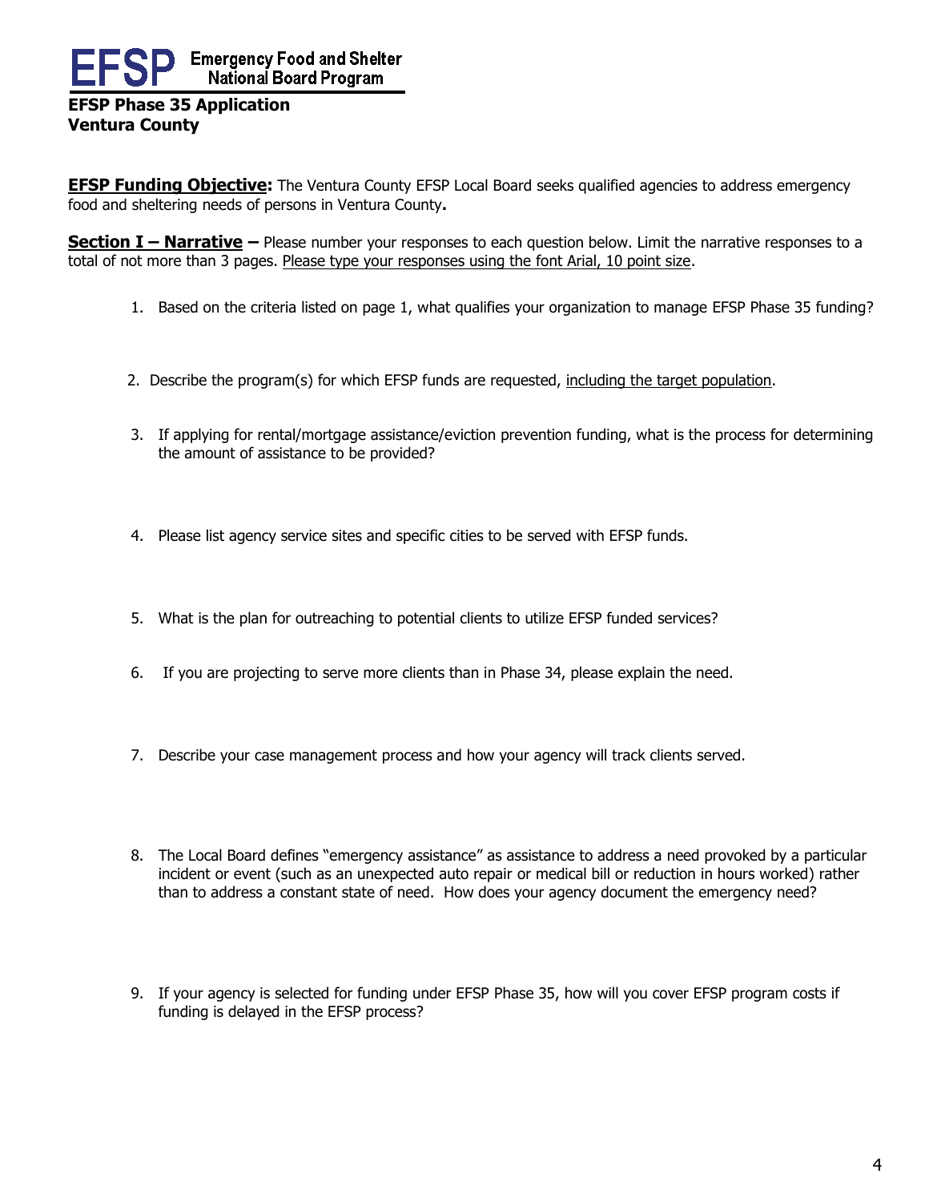**EFSP** Emergency Food and Shelter National Board Program

**EFSP Phase 35 Application**
**Ventura County**

**EFSP Funding Objective:** The Ventura County EFSP Local Board seeks qualified agencies to address emergency food and sheltering needs of persons in Ventura County**.**

**Section I – Narrative –** Please number your responses to each question below. Limit the narrative responses to a total of not more than 3 pages. Please type your responses using the font Arial, 10 point size.

1. Based on the criteria listed on page 1, what qualifies your organization to manage EFSP Phase 35 funding?

2. Describe the program(s) for which EFSP funds are requested, including the target population.

3. If applying for rental/mortgage assistance/eviction prevention funding, what is the process for determining the amount of assistance to be provided?

4. Please list agency service sites and specific cities to be served with EFSP funds.

5. What is the plan for outreaching to potential clients to utilize EFSP funded services?

6. If you are projecting to serve more clients than in Phase 34, please explain the need.

7. Describe your case management process and how your agency will track clients served.

8. The Local Board defines "emergency assistance" as assistance to address a need provoked by a particular incident or event (such as an unexpected auto repair or medical bill or reduction in hours worked) rather than to address a constant state of need. How does your agency document the emergency need?

9. If your agency is selected for funding under EFSP Phase 35, how will you cover EFSP program costs if funding is delayed in the EFSP process?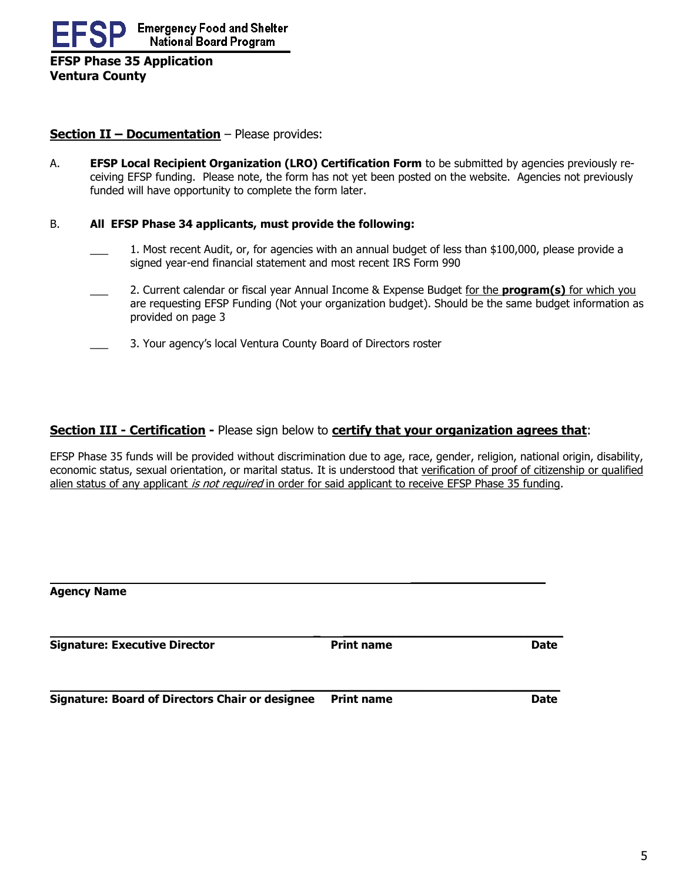**EFSP** Emergency Food and Shelter National Board Program

**EFSP Phase 35 Application**
**Ventura County**

**Section II – Documentation** – Please provides:

A. **EFSP Local Recipient Organization (LRO) Certification Form** to be submitted by agencies previously receiving EFSP funding. Please note, the form has not yet been posted on the website. Agencies not previously funded will have opportunity to complete the form later.

B. **All EFSP Phase 34 applicants, must provide the following:**

___ 1. Most recent Audit, or, for agencies with an annual budget of less than $100,000, please provide a signed year-end financial statement and most recent IRS Form 990

___ 2. Current calendar or fiscal year Annual Income & Expense Budget for the **program(s)** for which you are requesting EFSP Funding (Not your organization budget). Should be the same budget information as provided on page 3

___ 3. Your agency's local Ventura County Board of Directors roster

**Section III - Certification -** Please sign below to **certify that your organization agrees that**:

EFSP Phase 35 funds will be provided without discrimination due to age, race, gender, religion, national origin, disability, economic status, sexual orientation, or marital status. It is understood that verification of proof of citizenship or qualified alien status of any applicant *is not required* in order for said applicant to receive EFSP Phase 35 funding.

______________________________________________________________

**Agency Name**

______________________________________________________________

**Signature: Executive Director** **Print name** **Date**

______________________________________________________________

**Signature: Board of Directors Chair or designee** **Print name** **Date**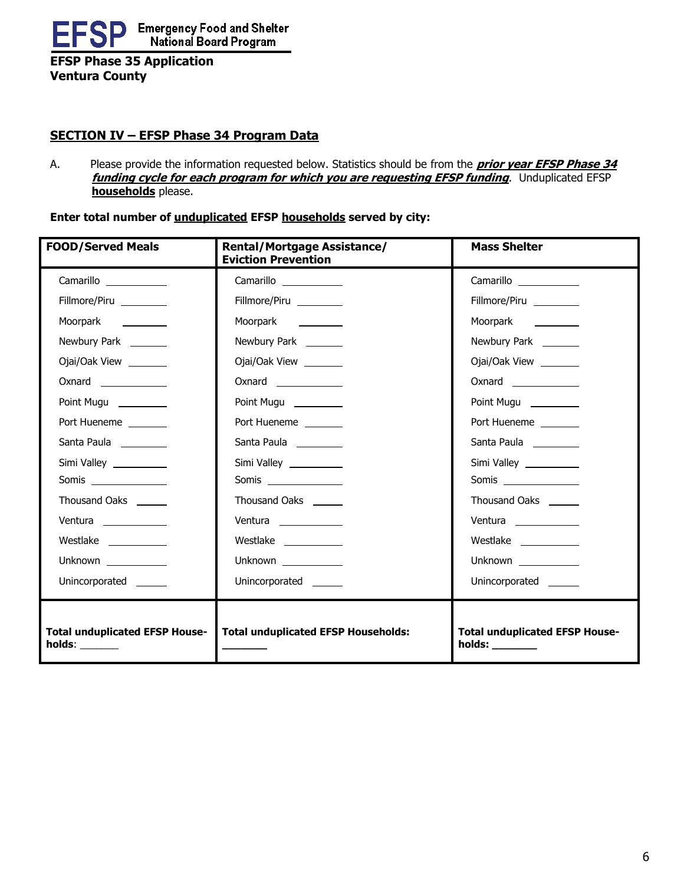EFSP Emergency Food and Shelter National Board Program

**EFSP Phase 35 Application**
**Ventura County**

## SECTION IV – EFSP Phase 34 Program Data

A. Please provide the information requested below. Statistics should be from the ***prior year EFSP Phase 34 funding cycle for each program for which you are requesting EFSP funding***. Unduplicated EFSP **households** please.

**Enter total number of unduplicated EFSP households served by city:**

| FOOD/Served Meals | Rental/Mortgage Assistance/ Eviction Prevention | Mass Shelter |
|---|---|---|
| Camarillo ________ | Camarillo ________ | Camarillo ________ |
| Fillmore/Piru ________ | Fillmore/Piru ________ | Fillmore/Piru ________ |
| Moorpark ________ | Moorpark ________ | Moorpark ________ |
| Newbury Park ________ | Newbury Park ________ | Newbury Park ________ |
| Ojai/Oak View ________ | Ojai/Oak View ________ | Ojai/Oak View ________ |
| Oxnard ________ | Oxnard ________ | Oxnard ________ |
| Point Mugu ________ | Point Mugu ________ | Point Mugu ________ |
| Port Hueneme ________ | Port Hueneme ________ | Port Hueneme ________ |
| Santa Paula ________ | Santa Paula ________ | Santa Paula ________ |
| Simi Valley ________ | Simi Valley ________ | Simi Valley ________ |
| Somis ________ | Somis ________ | Somis ________ |
| Thousand Oaks ________ | Thousand Oaks ________ | Thousand Oaks ________ |
| Ventura ________ | Ventura ________ | Ventura ________ |
| Westlake ________ | Westlake ________ | Westlake ________ |
| Unknown ________ | Unknown ________ | Unknown ________ |
| Unincorporated ________ | Unincorporated ________ | Unincorporated ________ |
| **Total unduplicated EFSP Households**: ________ | **Total unduplicated EFSP Households:** ________ | **Total unduplicated EFSP Households:** ________ |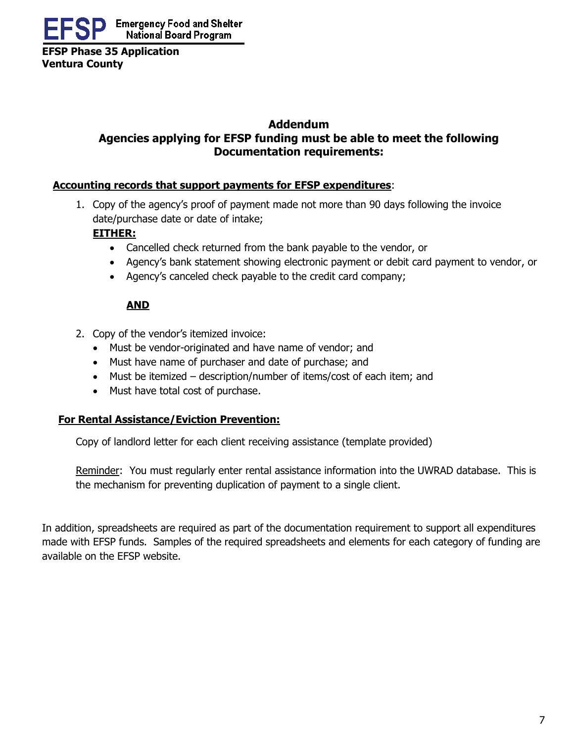EFSP Emergency Food and Shelter National Board Program

**EFSP Phase 35 Application**
**Ventura County**

## Addendum
## Agencies applying for EFSP funding must be able to meet the following Documentation requirements:

**Accounting records that support payments for EFSP expenditures**:

1. Copy of the agency's proof of payment made not more than 90 days following the invoice date/purchase date or date of intake;

   **EITHER:**
   - Cancelled check returned from the bank payable to the vendor, or
   - Agency's bank statement showing electronic payment or debit card payment to vendor, or
   - Agency's canceled check payable to the credit card company;

   **AND**

2. Copy of the vendor's itemized invoice:
   - Must be vendor-originated and have name of vendor; and
   - Must have name of purchaser and date of purchase; and
   - Must be itemized – description/number of items/cost of each item; and
   - Must have total cost of purchase.

**For Rental Assistance/Eviction Prevention:**

Copy of landlord letter for each client receiving assistance (template provided)

Reminder: You must regularly enter rental assistance information into the UWRAD database. This is the mechanism for preventing duplication of payment to a single client.

In addition, spreadsheets are required as part of the documentation requirement to support all expenditures made with EFSP funds. Samples of the required spreadsheets and elements for each category of funding are available on the EFSP website.